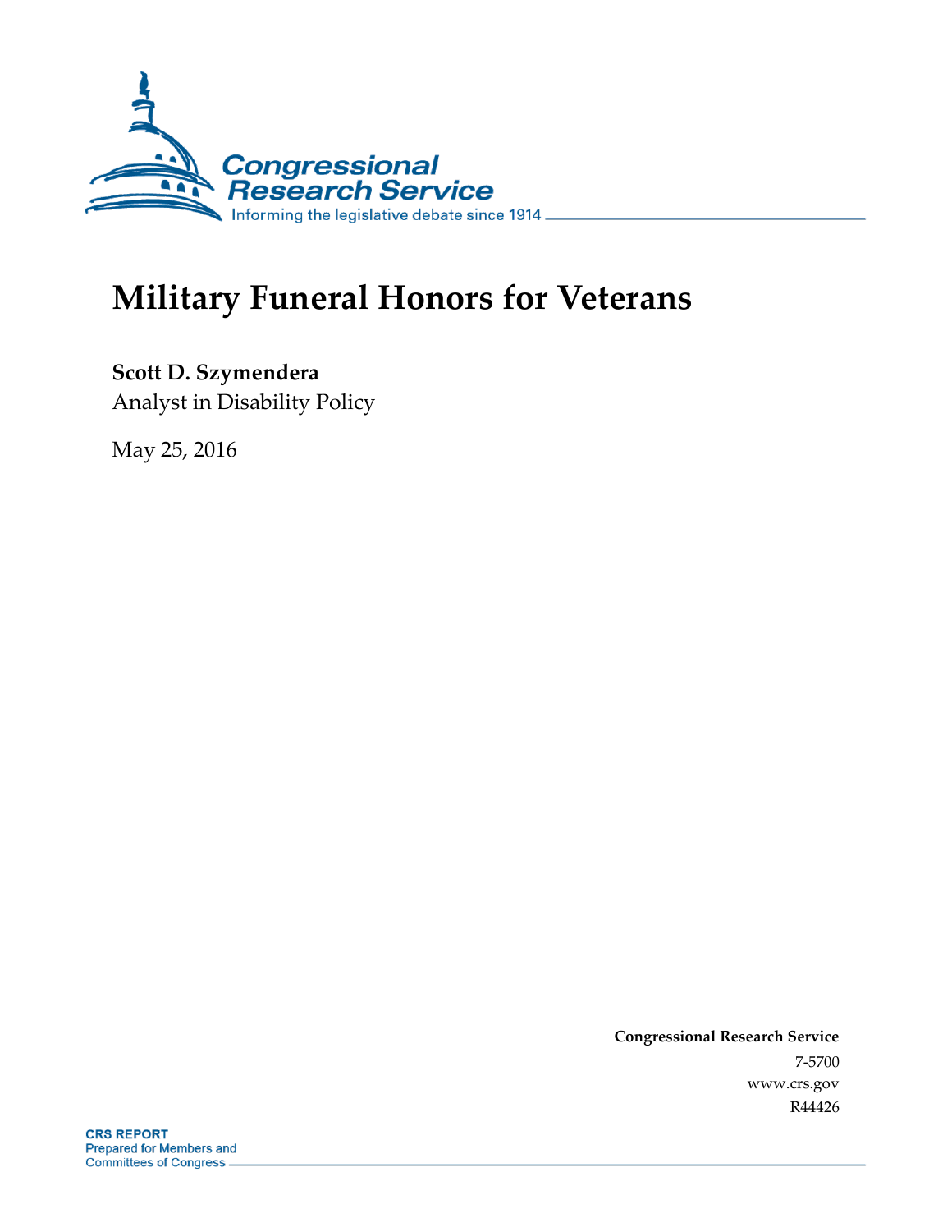# Military Funeral Honors for Veterans

**Scott D. Szymendera**
Analyst in Disability Policy

May 25, 2016

**Congressional Research Service**
7-5700
www.crs.gov
R44426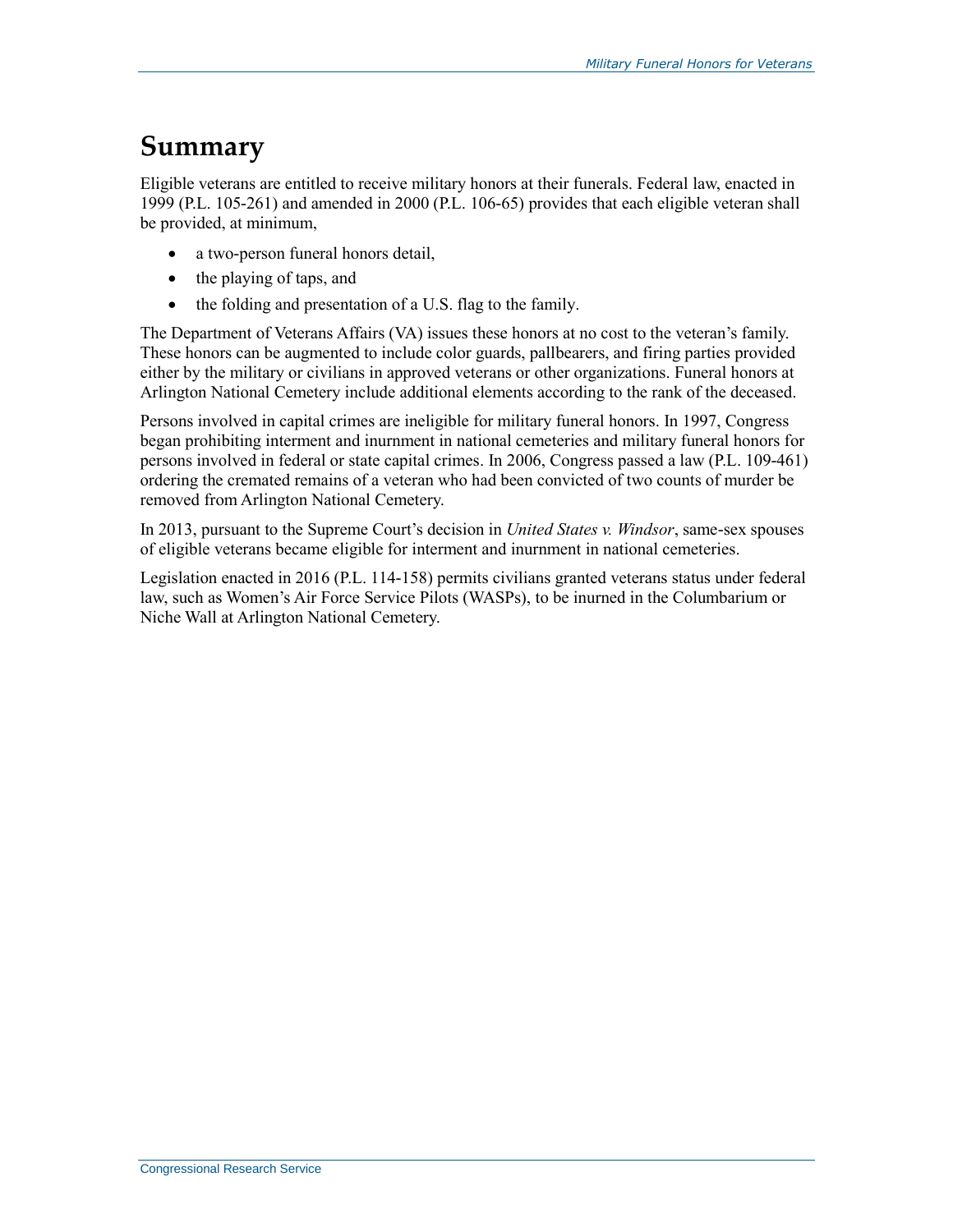# Summary

Eligible veterans are entitled to receive military honors at their funerals. Federal law, enacted in 1999 (P.L. 105-261) and amended in 2000 (P.L. 106-65) provides that each eligible veteran shall be provided, at minimum,

- a two-person funeral honors detail,
- the playing of taps, and
- the folding and presentation of a U.S. flag to the family.

The Department of Veterans Affairs (VA) issues these honors at no cost to the veteran's family. These honors can be augmented to include color guards, pallbearers, and firing parties provided either by the military or civilians in approved veterans or other organizations. Funeral honors at Arlington National Cemetery include additional elements according to the rank of the deceased.

Persons involved in capital crimes are ineligible for military funeral honors. In 1997, Congress began prohibiting interment and inurnment in national cemeteries and military funeral honors for persons involved in federal or state capital crimes. In 2006, Congress passed a law (P.L. 109-461) ordering the cremated remains of a veteran who had been convicted of two counts of murder be removed from Arlington National Cemetery.

In 2013, pursuant to the Supreme Court's decision in *United States v. Windsor*, same-sex spouses of eligible veterans became eligible for interment and inurnment in national cemeteries.

Legislation enacted in 2016 (P.L. 114-158) permits civilians granted veterans status under federal law, such as Women's Air Force Service Pilots (WASPs), to be inurned in the Columbarium or Niche Wall at Arlington National Cemetery.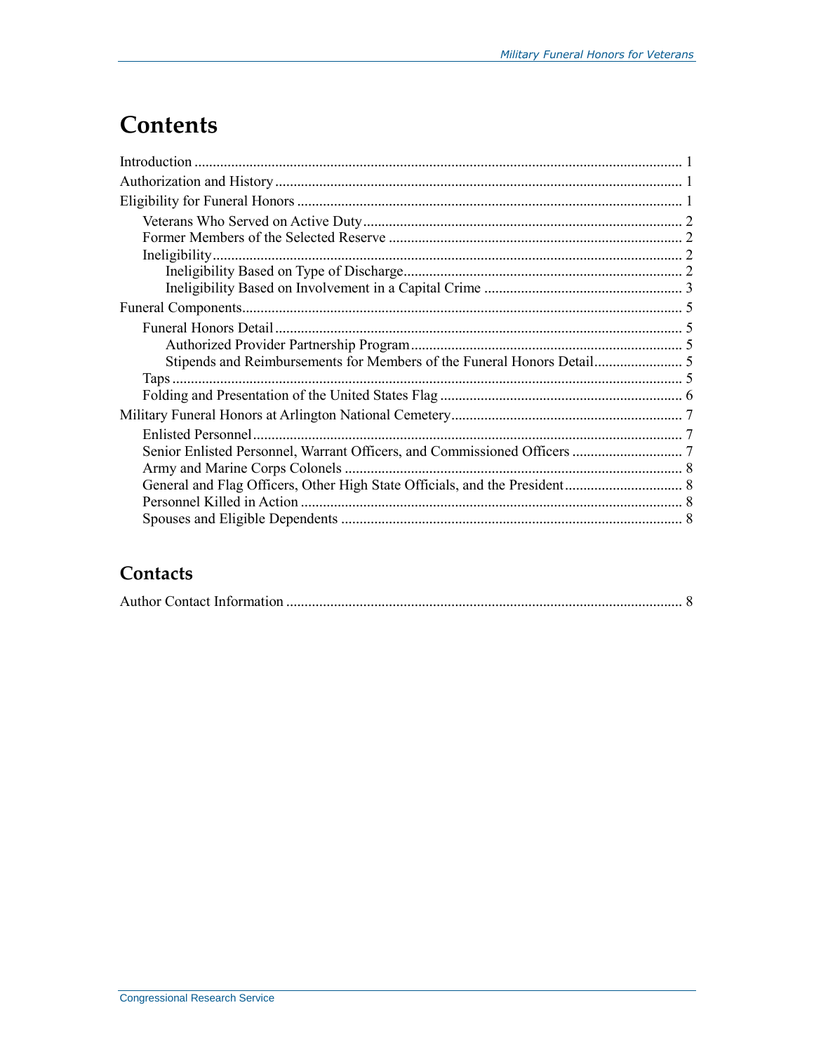# Contents

Introduction ..................................................................................................................... 1
Authorization and History ............................................................................................... 1
Eligibility for Funeral Honors ......................................................................................... 1
- Veterans Who Served on Active Duty ....................................................................... 2
- Former Members of the Selected Reserve ................................................................ 2
- Ineligibility ............................................................................................................... 2
  - Ineligibility Based on Type of Discharge ............................................................ 2
  - Ineligibility Based on Involvement in a Capital Crime ...................................... 3

Funeral Components ........................................................................................................ 5
- Funeral Honors Detail ............................................................................................... 5
  - Authorized Provider Partnership Program .......................................................... 5
  - Stipends and Reimbursements for Members of the Funeral Honors Detail ........................ 5
- Taps ........................................................................................................................... 5
- Folding and Presentation of the United States Flag .................................................. 6

Military Funeral Honors at Arlington National Cemetery ............................................... 7
- Enlisted Personnel ..................................................................................................... 7
- Senior Enlisted Personnel, Warrant Officers, and Commissioned Officers .............................. 7
- Army and Marine Corps Colonels ............................................................................ 8
- General and Flag Officers, Other High State Officials, and the President ................................ 8
- Personnel Killed in Action ....................................................................................... 8
- Spouses and Eligible Dependents ............................................................................ 8

## Contacts

Author Contact Information ........................................................................................... 8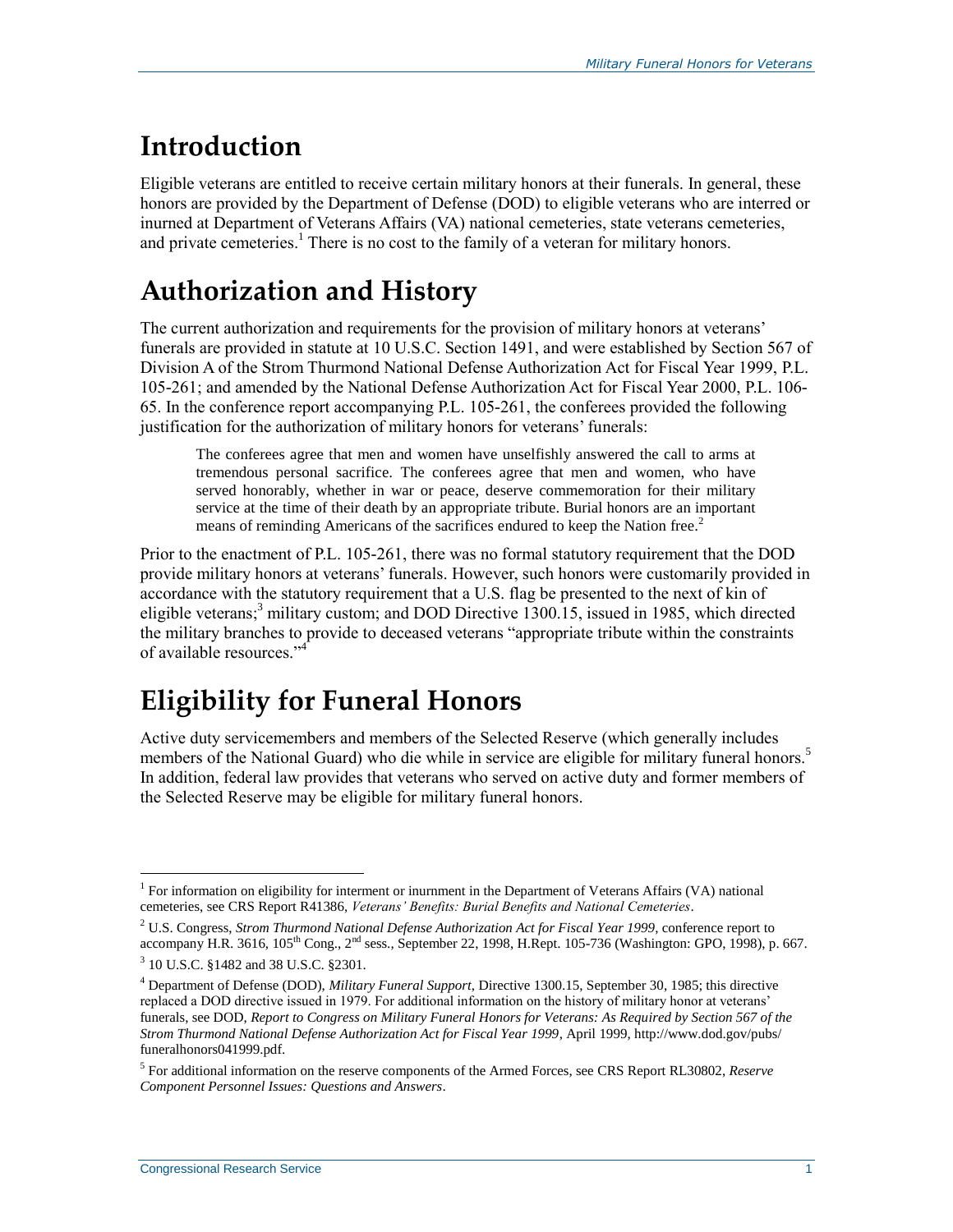# Introduction

Eligible veterans are entitled to receive certain military honors at their funerals. In general, these honors are provided by the Department of Defense (DOD) to eligible veterans who are interred or inurned at Department of Veterans Affairs (VA) national cemeteries, state veterans cemeteries, and private cemeteries.[1] There is no cost to the family of a veteran for military honors.

# Authorization and History

The current authorization and requirements for the provision of military honors at veterans' funerals are provided in statute at 10 U.S.C. Section 1491, and were established by Section 567 of Division A of the Strom Thurmond National Defense Authorization Act for Fiscal Year 1999, P.L. 105-261; and amended by the National Defense Authorization Act for Fiscal Year 2000, P.L. 106-65. In the conference report accompanying P.L. 105-261, the conferees provided the following justification for the authorization of military honors for veterans' funerals:

> The conferees agree that men and women have unselfishly answered the call to arms at tremendous personal sacrifice. The conferees agree that men and women, who have served honorably, whether in war or peace, deserve commemoration for their military service at the time of their death by an appropriate tribute. Burial honors are an important means of reminding Americans of the sacrifices endured to keep the Nation free.[2]

Prior to the enactment of P.L. 105-261, there was no formal statutory requirement that the DOD provide military honors at veterans' funerals. However, such honors were customarily provided in accordance with the statutory requirement that a U.S. flag be presented to the next of kin of eligible veterans;[3] military custom; and DOD Directive 1300.15, issued in 1985, which directed the military branches to provide to deceased veterans "appropriate tribute within the constraints of available resources."[4]

# Eligibility for Funeral Honors

Active duty servicemembers and members of the Selected Reserve (which generally includes members of the National Guard) who die while in service are eligible for military funeral honors.[5] In addition, federal law provides that veterans who served on active duty and former members of the Selected Reserve may be eligible for military funeral honors.

---

[1] For information on eligibility for interment or inurnment in the Department of Veterans Affairs (VA) national cemeteries, see CRS Report R41386, *Veterans' Benefits: Burial Benefits and National Cemeteries*.

[2] U.S. Congress, *Strom Thurmond National Defense Authorization Act for Fiscal Year 1999*, conference report to accompany H.R. 3616, 105th Cong., 2nd sess., September 22, 1998, H.Rept. 105-736 (Washington: GPO, 1998), p. 667.

[3] 10 U.S.C. §1482 and 38 U.S.C. §2301.

[4] Department of Defense (DOD), *Military Funeral Support*, Directive 1300.15, September 30, 1985; this directive replaced a DOD directive issued in 1979. For additional information on the history of military honor at veterans' funerals, see DOD, *Report to Congress on Military Funeral Honors for Veterans: As Required by Section 567 of the Strom Thurmond National Defense Authorization Act for Fiscal Year 1999*, April 1999, http://www.dod.gov/pubs/funeralhonors041999.pdf.

[5] For additional information on the reserve components of the Armed Forces, see CRS Report RL30802, *Reserve Component Personnel Issues: Questions and Answers*.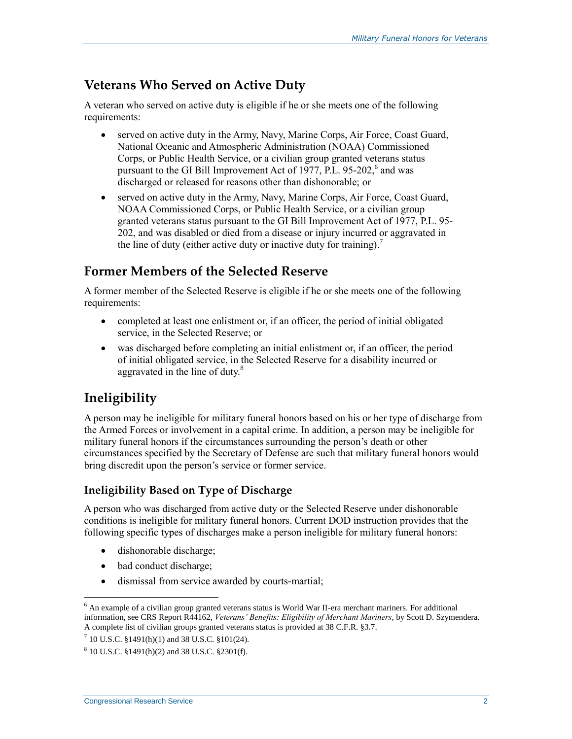## Veterans Who Served on Active Duty

A veteran who served on active duty is eligible if he or she meets one of the following requirements:

- served on active duty in the Army, Navy, Marine Corps, Air Force, Coast Guard, National Oceanic and Atmospheric Administration (NOAA) Commissioned Corps, or Public Health Service, or a civilian group granted veterans status pursuant to the GI Bill Improvement Act of 1977, P.L. 95-202,[6] and was discharged or released for reasons other than dishonorable; or
- served on active duty in the Army, Navy, Marine Corps, Air Force, Coast Guard, NOAA Commissioned Corps, or Public Health Service, or a civilian group granted veterans status pursuant to the GI Bill Improvement Act of 1977, P.L. 95-202, and was disabled or died from a disease or injury incurred or aggravated in the line of duty (either active duty or inactive duty for training).[7]

## Former Members of the Selected Reserve

A former member of the Selected Reserve is eligible if he or she meets one of the following requirements:

- completed at least one enlistment or, if an officer, the period of initial obligated service, in the Selected Reserve; or
- was discharged before completing an initial enlistment or, if an officer, the period of initial obligated service, in the Selected Reserve for a disability incurred or aggravated in the line of duty.[8]

# Ineligibility

A person may be ineligible for military funeral honors based on his or her type of discharge from the Armed Forces or involvement in a capital crime. In addition, a person may be ineligible for military funeral honors if the circumstances surrounding the person's death or other circumstances specified by the Secretary of Defense are such that military funeral honors would bring discredit upon the person's service or former service.

### Ineligibility Based on Type of Discharge

A person who was discharged from active duty or the Selected Reserve under dishonorable conditions is ineligible for military funeral honors. Current DOD instruction provides that the following specific types of discharges make a person ineligible for military funeral honors:

- dishonorable discharge;
- bad conduct discharge;
- dismissal from service awarded by courts-martial;

---

[6] An example of a civilian group granted veterans status is World War II-era merchant mariners. For additional information, see CRS Report R44162, *Veterans' Benefits: Eligibility of Merchant Mariners*, by Scott D. Szymendera. A complete list of civilian groups granted veterans status is provided at 38 C.F.R. §3.7.

[7] 10 U.S.C. §1491(h)(1) and 38 U.S.C. §101(24).

[8] 10 U.S.C. §1491(h)(2) and 38 U.S.C. §2301(f).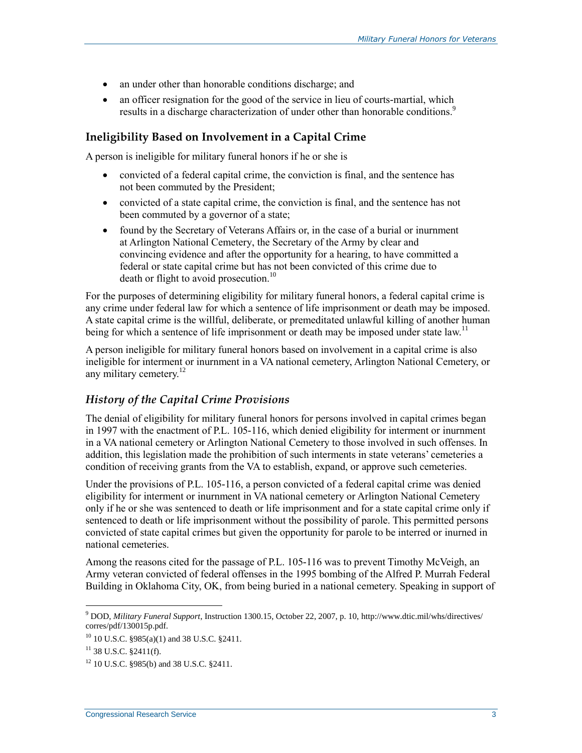- an under other than honorable conditions discharge; and
- an officer resignation for the good of the service in lieu of courts-martial, which results in a discharge characterization of under other than honorable conditions.[9]

### Ineligibility Based on Involvement in a Capital Crime

A person is ineligible for military funeral honors if he or she is

- convicted of a federal capital crime, the conviction is final, and the sentence has not been commuted by the President;
- convicted of a state capital crime, the conviction is final, and the sentence has not been commuted by a governor of a state;
- found by the Secretary of Veterans Affairs or, in the case of a burial or inurnment at Arlington National Cemetery, the Secretary of the Army by clear and convincing evidence and after the opportunity for a hearing, to have committed a federal or state capital crime but has not been convicted of this crime due to death or flight to avoid prosecution.[10]

For the purposes of determining eligibility for military funeral honors, a federal capital crime is any crime under federal law for which a sentence of life imprisonment or death may be imposed. A state capital crime is the willful, deliberate, or premeditated unlawful killing of another human being for which a sentence of life imprisonment or death may be imposed under state law.[11]

A person ineligible for military funeral honors based on involvement in a capital crime is also ineligible for interment or inurnment in a VA national cemetery, Arlington National Cemetery, or any military cemetery.[12]

#### *History of the Capital Crime Provisions*

The denial of eligibility for military funeral honors for persons involved in capital crimes began in 1997 with the enactment of P.L. 105-116, which denied eligibility for interment or inurnment in a VA national cemetery or Arlington National Cemetery to those involved in such offenses. In addition, this legislation made the prohibition of such interments in state veterans' cemeteries a condition of receiving grants from the VA to establish, expand, or approve such cemeteries.

Under the provisions of P.L. 105-116, a person convicted of a federal capital crime was denied eligibility for interment or inurnment in VA national cemetery or Arlington National Cemetery only if he or she was sentenced to death or life imprisonment and for a state capital crime only if sentenced to death or life imprisonment without the possibility of parole. This permitted persons convicted of state capital crimes but given the opportunity for parole to be interred or inurned in national cemeteries.

Among the reasons cited for the passage of P.L. 105-116 was to prevent Timothy McVeigh, an Army veteran convicted of federal offenses in the 1995 bombing of the Alfred P. Murrah Federal Building in Oklahoma City, OK, from being buried in a national cemetery. Speaking in support of

---

[9] DOD, *Military Funeral Support*, Instruction 1300.15, October 22, 2007, p. 10, http://www.dtic.mil/whs/directives/corres/pdf/130015p.pdf.

[10] 10 U.S.C. §985(a)(1) and 38 U.S.C. §2411.

[11] 38 U.S.C. §2411(f).

[12] 10 U.S.C. §985(b) and 38 U.S.C. §2411.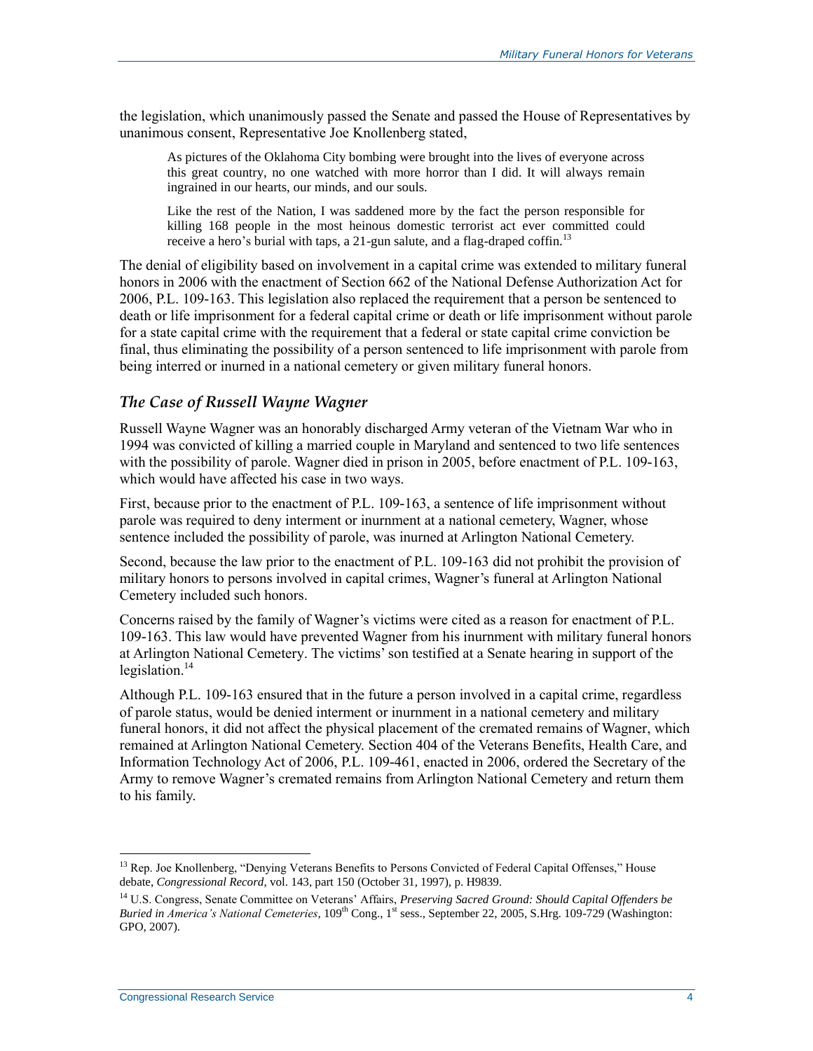the legislation, which unanimously passed the Senate and passed the House of Representatives by unanimous consent, Representative Joe Knollenberg stated,

> As pictures of the Oklahoma City bombing were brought into the lives of everyone across this great country, no one watched with more horror than I did. It will always remain ingrained in our hearts, our minds, and our souls.
>
> Like the rest of the Nation, I was saddened more by the fact the person responsible for killing 168 people in the most heinous domestic terrorist act ever committed could receive a hero's burial with taps, a 21-gun salute, and a flag-draped coffin.[13]

The denial of eligibility based on involvement in a capital crime was extended to military funeral honors in 2006 with the enactment of Section 662 of the National Defense Authorization Act for 2006, P.L. 109-163. This legislation also replaced the requirement that a person be sentenced to death or life imprisonment for a federal capital crime or death or life imprisonment without parole for a state capital crime with the requirement that a federal or state capital crime conviction be final, thus eliminating the possibility of a person sentenced to life imprisonment with parole from being interred or inurned in a national cemetery or given military funeral honors.

### *The Case of Russell Wayne Wagner*

Russell Wayne Wagner was an honorably discharged Army veteran of the Vietnam War who in 1994 was convicted of killing a married couple in Maryland and sentenced to two life sentences with the possibility of parole. Wagner died in prison in 2005, before enactment of P.L. 109-163, which would have affected his case in two ways.

First, because prior to the enactment of P.L. 109-163, a sentence of life imprisonment without parole was required to deny interment or inurnment at a national cemetery, Wagner, whose sentence included the possibility of parole, was inurned at Arlington National Cemetery.

Second, because the law prior to the enactment of P.L. 109-163 did not prohibit the provision of military honors to persons involved in capital crimes, Wagner's funeral at Arlington National Cemetery included such honors.

Concerns raised by the family of Wagner's victims were cited as a reason for enactment of P.L. 109-163. This law would have prevented Wagner from his inurnment with military funeral honors at Arlington National Cemetery. The victims' son testified at a Senate hearing in support of the legislation.[14]

Although P.L. 109-163 ensured that in the future a person involved in a capital crime, regardless of parole status, would be denied interment or inurnment in a national cemetery and military funeral honors, it did not affect the physical placement of the cremated remains of Wagner, which remained at Arlington National Cemetery. Section 404 of the Veterans Benefits, Health Care, and Information Technology Act of 2006, P.L. 109-461, enacted in 2006, ordered the Secretary of the Army to remove Wagner's cremated remains from Arlington National Cemetery and return them to his family.

---

[13] Rep. Joe Knollenberg, "Denying Veterans Benefits to Persons Convicted of Federal Capital Offenses," House debate, *Congressional Record,* vol. 143, part 150 (October 31, 1997), p. H9839.

[14] U.S. Congress, Senate Committee on Veterans' Affairs, *Preserving Sacred Ground: Should Capital Offenders be Buried in America's National Cemeteries*, 109th Cong., 1st sess., September 22, 2005, S.Hrg. 109-729 (Washington: GPO, 2007).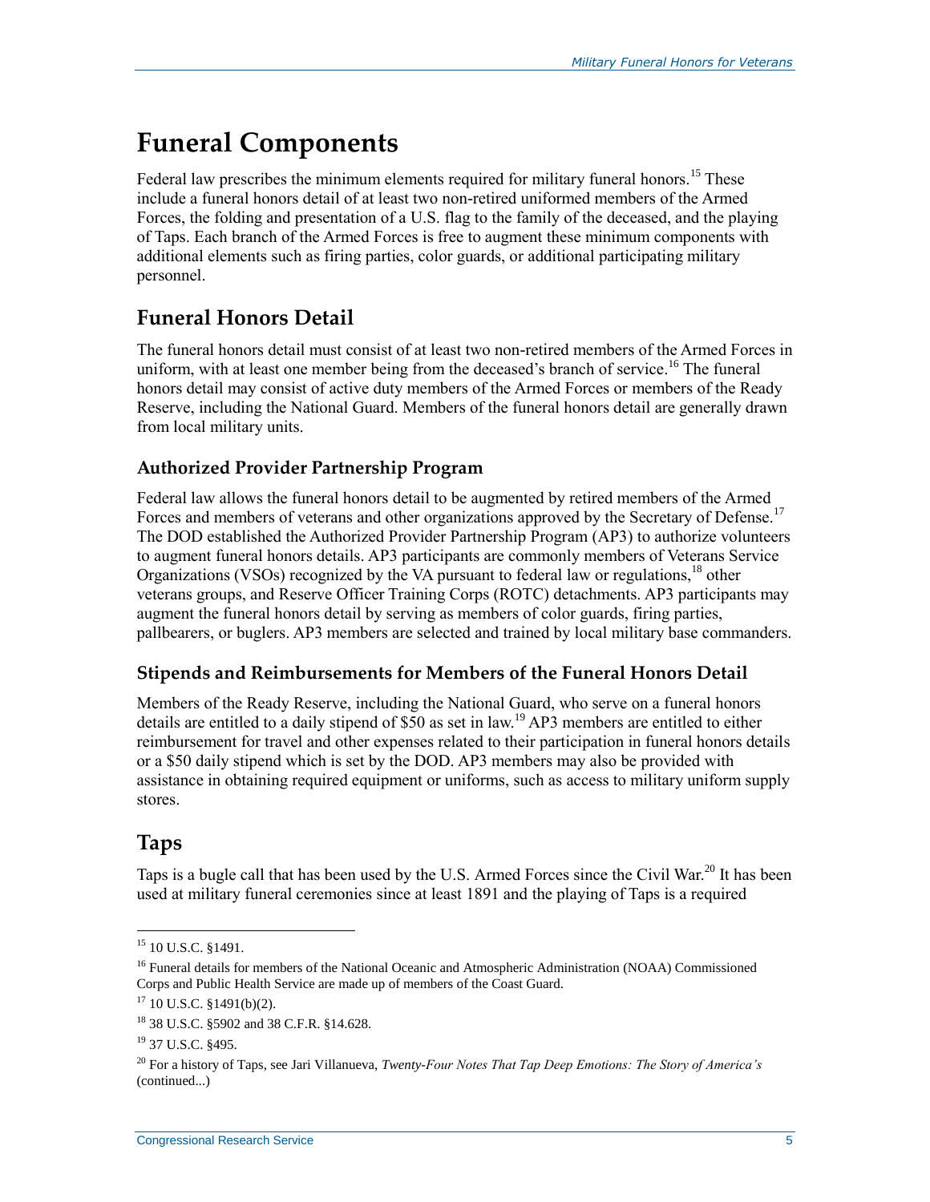# Funeral Components

Federal law prescribes the minimum elements required for military funeral honors.[15] These include a funeral honors detail of at least two non-retired uniformed members of the Armed Forces, the folding and presentation of a U.S. flag to the family of the deceased, and the playing of Taps. Each branch of the Armed Forces is free to augment these minimum components with additional elements such as firing parties, color guards, or additional participating military personnel.

## Funeral Honors Detail

The funeral honors detail must consist of at least two non-retired members of the Armed Forces in uniform, with at least one member being from the deceased's branch of service.[16] The funeral honors detail may consist of active duty members of the Armed Forces or members of the Ready Reserve, including the National Guard. Members of the funeral honors detail are generally drawn from local military units.

### Authorized Provider Partnership Program

Federal law allows the funeral honors detail to be augmented by retired members of the Armed Forces and members of veterans and other organizations approved by the Secretary of Defense.[17] The DOD established the Authorized Provider Partnership Program (AP3) to authorize volunteers to augment funeral honors details. AP3 participants are commonly members of Veterans Service Organizations (VSOs) recognized by the VA pursuant to federal law or regulations,[18] other veterans groups, and Reserve Officer Training Corps (ROTC) detachments. AP3 participants may augment the funeral honors detail by serving as members of color guards, firing parties, pallbearers, or buglers. AP3 members are selected and trained by local military base commanders.

### Stipends and Reimbursements for Members of the Funeral Honors Detail

Members of the Ready Reserve, including the National Guard, who serve on a funeral honors details are entitled to a daily stipend of $50 as set in law.[19] AP3 members are entitled to either reimbursement for travel and other expenses related to their participation in funeral honors details or a $50 daily stipend which is set by the DOD. AP3 members may also be provided with assistance in obtaining required equipment or uniforms, such as access to military uniform supply stores.

## Taps

Taps is a bugle call that has been used by the U.S. Armed Forces since the Civil War.[20] It has been used at military funeral ceremonies since at least 1891 and the playing of Taps is a required

---

[15] 10 U.S.C. §1491.

[16] Funeral details for members of the National Oceanic and Atmospheric Administration (NOAA) Commissioned Corps and Public Health Service are made up of members of the Coast Guard.

[17] 10 U.S.C. §1491(b)(2).

[18] 38 U.S.C. §5902 and 38 C.F.R. §14.628.

[19] 37 U.S.C. §495.

[20] For a history of Taps, see Jari Villanueva, *Twenty-Four Notes That Tap Deep Emotions: The Story of America's* (continued...)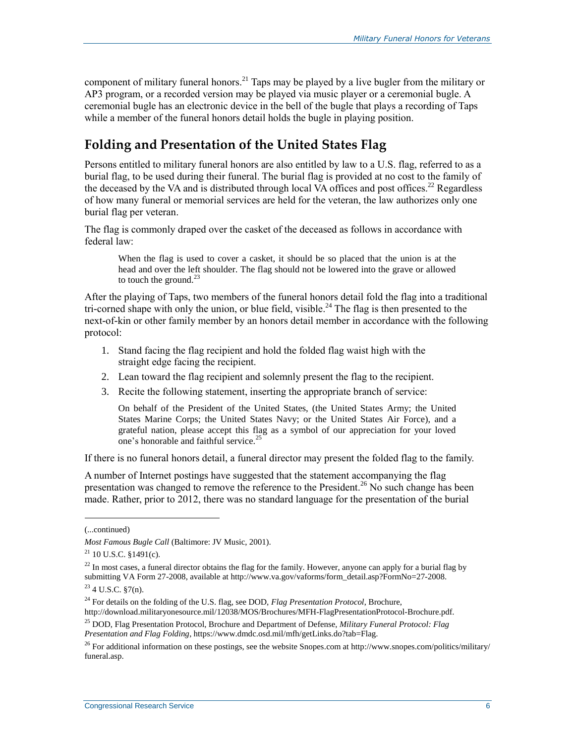component of military funeral honors.[21] Taps may be played by a live bugler from the military or AP3 program, or a recorded version may be played via music player or a ceremonial bugle. A ceremonial bugle has an electronic device in the bell of the bugle that plays a recording of Taps while a member of the funeral honors detail holds the bugle in playing position.

## Folding and Presentation of the United States Flag

Persons entitled to military funeral honors are also entitled by law to a U.S. flag, referred to as a burial flag, to be used during their funeral. The burial flag is provided at no cost to the family of the deceased by the VA and is distributed through local VA offices and post offices.[22] Regardless of how many funeral or memorial services are held for the veteran, the law authorizes only one burial flag per veteran.

The flag is commonly draped over the casket of the deceased as follows in accordance with federal law:

> When the flag is used to cover a casket, it should be so placed that the union is at the head and over the left shoulder. The flag should not be lowered into the grave or allowed to touch the ground.[23]

After the playing of Taps, two members of the funeral honors detail fold the flag into a traditional tri-corned shape with only the union, or blue field, visible.[24] The flag is then presented to the next-of-kin or other family member by an honors detail member in accordance with the following protocol:

1. Stand facing the flag recipient and hold the folded flag waist high with the straight edge facing the recipient.
2. Lean toward the flag recipient and solemnly present the flag to the recipient.
3. Recite the following statement, inserting the appropriate branch of service:

   > On behalf of the President of the United States, (the United States Army; the United States Marine Corps; the United States Navy; or the United States Air Force), and a grateful nation, please accept this flag as a symbol of our appreciation for your loved one's honorable and faithful service.[25]

If there is no funeral honors detail, a funeral director may present the folded flag to the family.

A number of Internet postings have suggested that the statement accompanying the flag presentation was changed to remove the reference to the President.[26] No such change has been made. Rather, prior to 2012, there was no standard language for the presentation of the burial

---

(...continued)

*Most Famous Bugle Call* (Baltimore: JV Music, 2001).

[21] 10 U.S.C. §1491(c).

[22] In most cases, a funeral director obtains the flag for the family. However, anyone can apply for a burial flag by submitting VA Form 27-2008, available at http://www.va.gov/vaforms/form_detail.asp?FormNo=27-2008.

[23] 4 U.S.C. §7(n).

[24] For details on the folding of the U.S. flag, see DOD, *Flag Presentation Protocol*, Brochure, http://download.militaryonesource.mil/12038/MOS/Brochures/MFH-FlagPresentationProtocol-Brochure.pdf.

[25] DOD, Flag Presentation Protocol, Brochure and Department of Defense, *Military Funeral Protocol: Flag Presentation and Flag Folding*, https://www.dmdc.osd.mil/mfh/getLinks.do?tab=Flag.

[26] For additional information on these postings, see the website Snopes.com at http://www.snopes.com/politics/military/funeral.asp.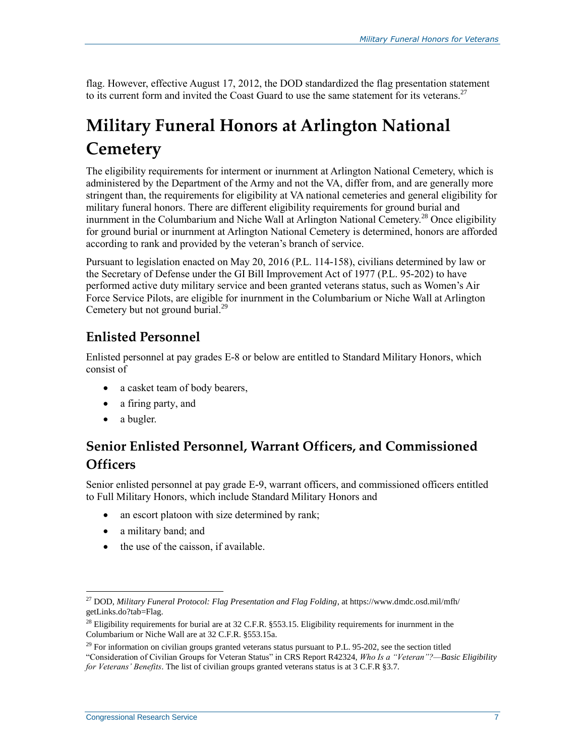flag. However, effective August 17, 2012, the DOD standardized the flag presentation statement to its current form and invited the Coast Guard to use the same statement for its veterans.[27]

# Military Funeral Honors at Arlington National Cemetery

The eligibility requirements for interment or inurnment at Arlington National Cemetery, which is administered by the Department of the Army and not the VA, differ from, and are generally more stringent than, the requirements for eligibility at VA national cemeteries and general eligibility for military funeral honors. There are different eligibility requirements for ground burial and inurnment in the Columbarium and Niche Wall at Arlington National Cemetery.[28] Once eligibility for ground burial or inurnment at Arlington National Cemetery is determined, honors are afforded according to rank and provided by the veteran's branch of service.

Pursuant to legislation enacted on May 20, 2016 (P.L. 114-158), civilians determined by law or the Secretary of Defense under the GI Bill Improvement Act of 1977 (P.L. 95-202) to have performed active duty military service and been granted veterans status, such as Women's Air Force Service Pilots, are eligible for inurnment in the Columbarium or Niche Wall at Arlington Cemetery but not ground burial.[29]

## Enlisted Personnel

Enlisted personnel at pay grades E-8 or below are entitled to Standard Military Honors, which consist of

- a casket team of body bearers,
- a firing party, and
- a bugler.

## Senior Enlisted Personnel, Warrant Officers, and Commissioned Officers

Senior enlisted personnel at pay grade E-9, warrant officers, and commissioned officers entitled to Full Military Honors, which include Standard Military Honors and

- an escort platoon with size determined by rank;
- a military band; and
- the use of the caisson, if available.

---

[27] DOD, *Military Funeral Protocol: Flag Presentation and Flag Folding*, at https://www.dmdc.osd.mil/mfh/getLinks.do?tab=Flag.

[28] Eligibility requirements for burial are at 32 C.F.R. §553.15. Eligibility requirements for inurnment in the Columbarium or Niche Wall are at 32 C.F.R. §553.15a.

[29] For information on civilian groups granted veterans status pursuant to P.L. 95-202, see the section titled "Consideration of Civilian Groups for Veteran Status" in CRS Report R42324, *Who Is a "Veteran"?—Basic Eligibility for Veterans' Benefits*. The list of civilian groups granted veterans status is at 3 C.F.R §3.7.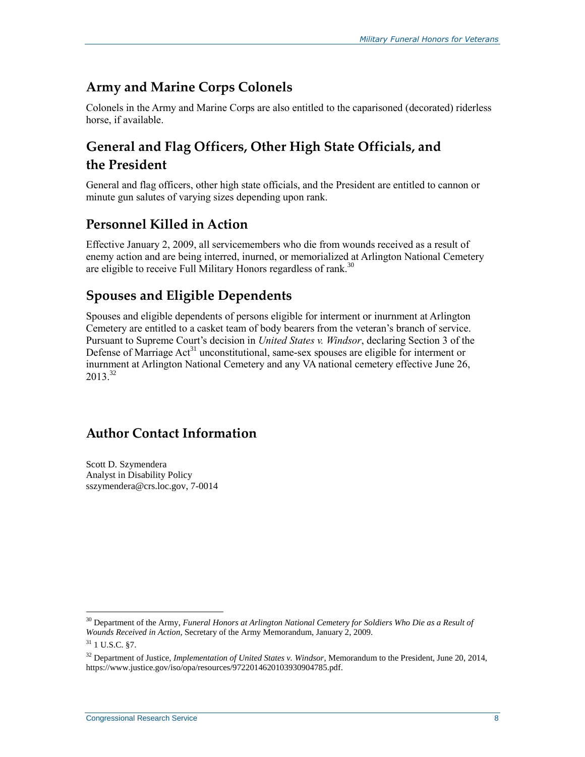## Army and Marine Corps Colonels

Colonels in the Army and Marine Corps are also entitled to the caparisoned (decorated) riderless horse, if available.

## General and Flag Officers, Other High State Officials, and the President

General and flag officers, other high state officials, and the President are entitled to cannon or minute gun salutes of varying sizes depending upon rank.

## Personnel Killed in Action

Effective January 2, 2009, all servicemembers who die from wounds received as a result of enemy action and are being interred, inurned, or memorialized at Arlington National Cemetery are eligible to receive Full Military Honors regardless of rank.[30]

## Spouses and Eligible Dependents

Spouses and eligible dependents of persons eligible for interment or inurnment at Arlington Cemetery are entitled to a casket team of body bearers from the veteran's branch of service. Pursuant to Supreme Court's decision in *United States v. Windsor*, declaring Section 3 of the Defense of Marriage Act[31] unconstitutional, same-sex spouses are eligible for interment or inurnment at Arlington National Cemetery and any VA national cemetery effective June 26, 2013.[32]

## Author Contact Information

Scott D. Szymendera
Analyst in Disability Policy
sszymendera@crs.loc.gov, 7-0014

---

[30] Department of the Army, *Funeral Honors at Arlington National Cemetery for Soldiers Who Die as a Result of Wounds Received in Action*, Secretary of the Army Memorandum, January 2, 2009.

[31] 1 U.S.C. §7.

[32] Department of Justice, *Implementation of United States v. Windsor*, Memorandum to the President, June 20, 2014, https://www.justice.gov/iso/opa/resources/9722014620103930904785.pdf.